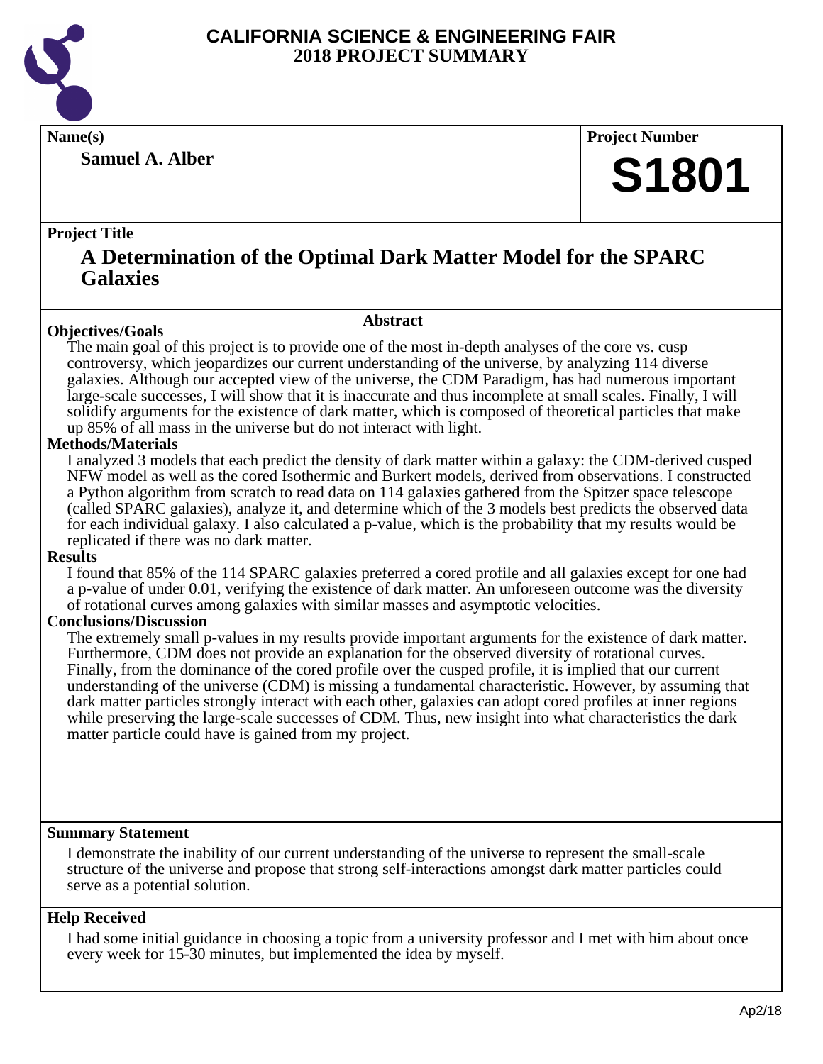# CALIFORNIA SCIENCE & ENGINEERING FAIR
# 2018 PROJECT SUMMARY

**Name(s)**

**Samuel A. Alber**

**Project Number**

**S1801**

**Project Title**

## A Determination of the Optimal Dark Matter Model for the SPARC Galaxies

### Abstract

**Objectives/Goals**

The main goal of this project is to provide one of the most in-depth analyses of the core vs. cusp controversy, which jeopardizes our current understanding of the universe, by analyzing 114 diverse galaxies. Although our accepted view of the universe, the CDM Paradigm, has had numerous important large-scale successes, I will show that it is inaccurate and thus incomplete at small scales. Finally, I will solidify arguments for the existence of dark matter, which is composed of theoretical particles that make up 85% of all mass in the universe but do not interact with light.

**Methods/Materials**

I analyzed 3 models that each predict the density of dark matter within a galaxy: the CDM-derived cusped NFW model as well as the cored Isothermic and Burkert models, derived from observations. I constructed a Python algorithm from scratch to read data on 114 galaxies gathered from the Spitzer space telescope (called SPARC galaxies), analyze it, and determine which of the 3 models best predicts the observed data for each individual galaxy. I also calculated a p-value, which is the probability that my results would be replicated if there was no dark matter.

**Results**

I found that 85% of the 114 SPARC galaxies preferred a cored profile and all galaxies except for one had a p-value of under 0.01, verifying the existence of dark matter. An unforeseen outcome was the diversity of rotational curves among galaxies with similar masses and asymptotic velocities.

**Conclusions/Discussion**

The extremely small p-values in my results provide important arguments for the existence of dark matter. Furthermore, CDM does not provide an explanation for the observed diversity of rotational curves. Finally, from the dominance of the cored profile over the cusped profile, it is implied that our current understanding of the universe (CDM) is missing a fundamental characteristic. However, by assuming that dark matter particles strongly interact with each other, galaxies can adopt cored profiles at inner regions while preserving the large-scale successes of CDM. Thus, new insight into what characteristics the dark matter particle could have is gained from my project.

**Summary Statement**

I demonstrate the inability of our current understanding of the universe to represent the small-scale structure of the universe and propose that strong self-interactions amongst dark matter particles could serve as a potential solution.

**Help Received**

I had some initial guidance in choosing a topic from a university professor and I met with him about once every week for 15-30 minutes, but implemented the idea by myself.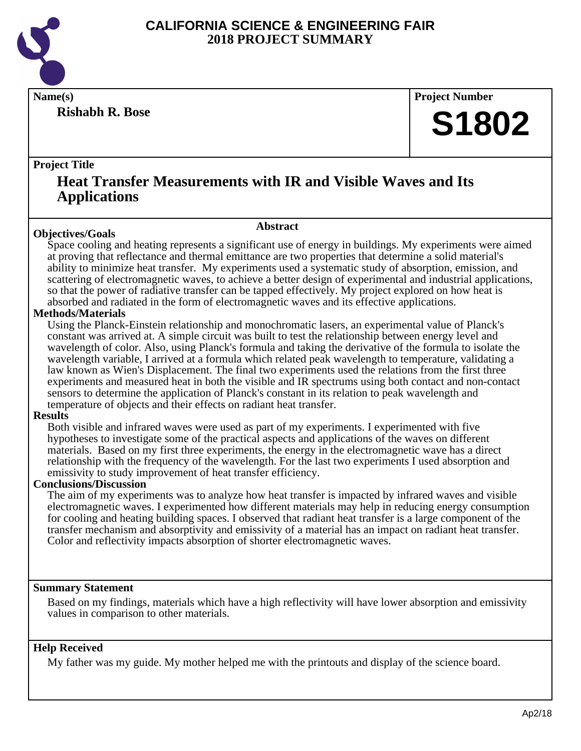# CALIFORNIA SCIENCE & ENGINEERING FAIR
## 2018 PROJECT SUMMARY

**Name(s)**

**Rishabh R. Bose**

**Project Number**

**S1802**

**Project Title**

## Heat Transfer Measurements with IR and Visible Waves and Its Applications

### Abstract

**Objectives/Goals**

Space cooling and heating represents a significant use of energy in buildings. My experiments were aimed at proving that reflectance and thermal emittance are two properties that determine a solid material's ability to minimize heat transfer. My experiments used a systematic study of absorption, emission, and scattering of electromagnetic waves, to achieve a better design of experimental and industrial applications, so that the power of radiative transfer can be tapped effectively. My project explored on how heat is absorbed and radiated in the form of electromagnetic waves and its effective applications.

**Methods/Materials**

Using the Planck-Einstein relationship and monochromatic lasers, an experimental value of Planck's constant was arrived at. A simple circuit was built to test the relationship between energy level and wavelength of color. Also, using Planck's formula and taking the derivative of the formula to isolate the wavelength variable, I arrived at a formula which related peak wavelength to temperature, validating a law known as Wien's Displacement. The final two experiments used the relations from the first three experiments and measured heat in both the visible and IR spectrums using both contact and non-contact sensors to determine the application of Planck's constant in its relation to peak wavelength and temperature of objects and their effects on radiant heat transfer.

**Results**

Both visible and infrared waves were used as part of my experiments. I experimented with five hypotheses to investigate some of the practical aspects and applications of the waves on different materials. Based on my first three experiments, the energy in the electromagnetic wave has a direct relationship with the frequency of the wavelength. For the last two experiments I used absorption and emissivity to study improvement of heat transfer efficiency.

**Conclusions/Discussion**

The aim of my experiments was to analyze how heat transfer is impacted by infrared waves and visible electromagnetic waves. I experimented how different materials may help in reducing energy consumption for cooling and heating building spaces. I observed that radiant heat transfer is a large component of the transfer mechanism and absorptivity and emissivity of a material has an impact on radiant heat transfer. Color and reflectivity impacts absorption of shorter electromagnetic waves.

**Summary Statement**

Based on my findings, materials which have a high reflectivity will have lower absorption and emissivity values in comparison to other materials.

**Help Received**

My father was my guide. My mother helped me with the printouts and display of the science board.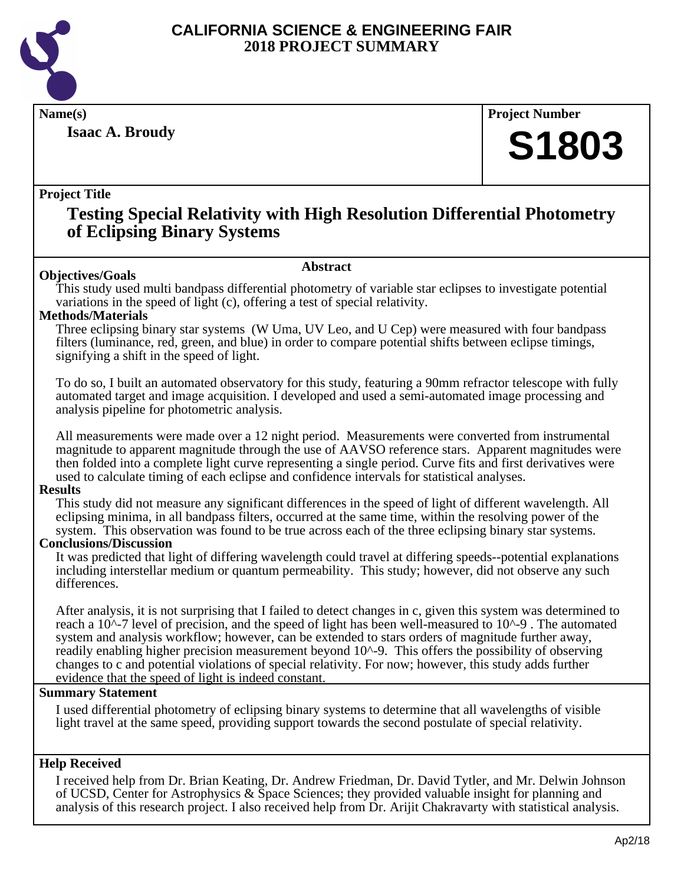# CALIFORNIA SCIENCE & ENGINEERING FAIR
# 2018 PROJECT SUMMARY

**Name(s)**

**Isaac A. Broudy**

**Project Number**

**S1803**

**Project Title**

## Testing Special Relativity with High Resolution Differential Photometry of Eclipsing Binary Systems

### Abstract

**Objectives/Goals**

This study used multi bandpass differential photometry of variable star eclipses to investigate potential variations in the speed of light (c), offering a test of special relativity.

**Methods/Materials**

Three eclipsing binary star systems (W Uma, UV Leo, and U Cep) were measured with four bandpass filters (luminance, red, green, and blue) in order to compare potential shifts between eclipse timings, signifying a shift in the speed of light.

To do so, I built an automated observatory for this study, featuring a 90mm refractor telescope with fully automated target and image acquisition. I developed and used a semi-automated image processing and analysis pipeline for photometric analysis.

All measurements were made over a 12 night period. Measurements were converted from instrumental magnitude to apparent magnitude through the use of AAVSO reference stars. Apparent magnitudes were then folded into a complete light curve representing a single period. Curve fits and first derivatives were used to calculate timing of each eclipse and confidence intervals for statistical analyses.

**Results**

This study did not measure any significant differences in the speed of light of different wavelength. All eclipsing minima, in all bandpass filters, occurred at the same time, within the resolving power of the system. This observation was found to be true across each of the three eclipsing binary star systems.

**Conclusions/Discussion**

It was predicted that light of differing wavelength could travel at differing speeds--potential explanations including interstellar medium or quantum permeability. This study; however, did not observe any such differences.

After analysis, it is not surprising that I failed to detect changes in c, given this system was determined to reach a 10^-7 level of precision, and the speed of light has been well-measured to 10^-9 . The automated system and analysis workflow; however, can be extended to stars orders of magnitude further away, readily enabling higher precision measurement beyond 10^-9. This offers the possibility of observing changes to c and potential violations of special relativity. For now; however, this study adds further evidence that the speed of light is indeed constant.

**Summary Statement**

I used differential photometry of eclipsing binary systems to determine that all wavelengths of visible light travel at the same speed, providing support towards the second postulate of special relativity.

**Help Received**

I received help from Dr. Brian Keating, Dr. Andrew Friedman, Dr. David Tytler, and Mr. Delwin Johnson of UCSD, Center for Astrophysics & Space Sciences; they provided valuable insight for planning and analysis of this research project. I also received help from Dr. Arijit Chakravarty with statistical analysis.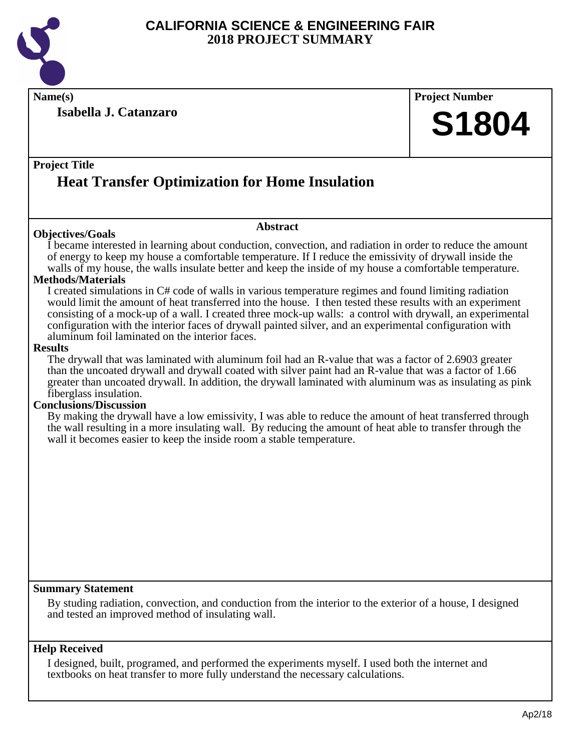# CALIFORNIA SCIENCE & ENGINEERING FAIR
## 2018 PROJECT SUMMARY

**Name(s)**

**Isabella J. Catanzaro**

**Project Number**

**S1804**

**Project Title**

## Heat Transfer Optimization for Home Insulation

### Abstract

**Objectives/Goals**

I became interested in learning about conduction, convection, and radiation in order to reduce the amount of energy to keep my house a comfortable temperature. If I reduce the emissivity of drywall inside the walls of my house, the walls insulate better and keep the inside of my house a comfortable temperature.

**Methods/Materials**

I created simulations in C# code of walls in various temperature regimes and found limiting radiation would limit the amount of heat transferred into the house. I then tested these results with an experiment consisting of a mock-up of a wall. I created three mock-up walls: a control with drywall, an experimental configuration with the interior faces of drywall painted silver, and an experimental configuration with aluminum foil laminated on the interior faces.

**Results**

The drywall that was laminated with aluminum foil had an R-value that was a factor of 2.6903 greater than the uncoated drywall and drywall coated with silver paint had an R-value that was a factor of 1.66 greater than uncoated drywall. In addition, the drywall laminated with aluminum was as insulating as pink fiberglass insulation.

**Conclusions/Discussion**

By making the drywall have a low emissivity, I was able to reduce the amount of heat transferred through the wall resulting in a more insulating wall. By reducing the amount of heat able to transfer through the wall it becomes easier to keep the inside room a stable temperature.

**Summary Statement**

By studing radiation, convection, and conduction from the interior to the exterior of a house, I designed and tested an improved method of insulating wall.

**Help Received**

I designed, built, programed, and performed the experiments myself. I used both the internet and textbooks on heat transfer to more fully understand the necessary calculations.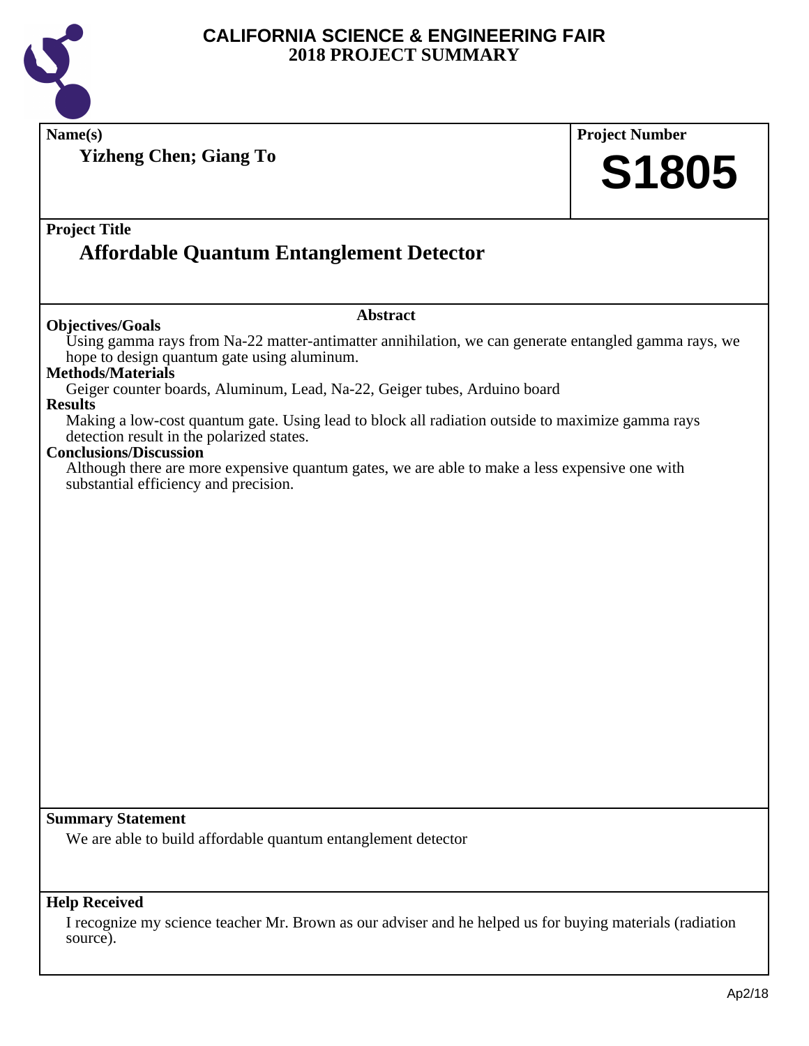# CALIFORNIA SCIENCE & ENGINEERING FAIR
## 2018 PROJECT SUMMARY

**Name(s)**

**Yizheng Chen; Giang To**

**Project Number**

**S1805**

**Project Title**

## Affordable Quantum Entanglement Detector

**Abstract**

**Objectives/Goals**

Using gamma rays from Na-22 matter-antimatter annihilation, we can generate entangled gamma rays, we hope to design quantum gate using aluminum.

**Methods/Materials**

Geiger counter boards, Aluminum, Lead, Na-22, Geiger tubes, Arduino board

**Results**

Making a low-cost quantum gate. Using lead to block all radiation outside to maximize gamma rays detection result in the polarized states.

**Conclusions/Discussion**

Although there are more expensive quantum gates, we are able to make a less expensive one with substantial efficiency and precision.

**Summary Statement**

We are able to build affordable quantum entanglement detector

**Help Received**

I recognize my science teacher Mr. Brown as our adviser and he helped us for buying materials (radiation source).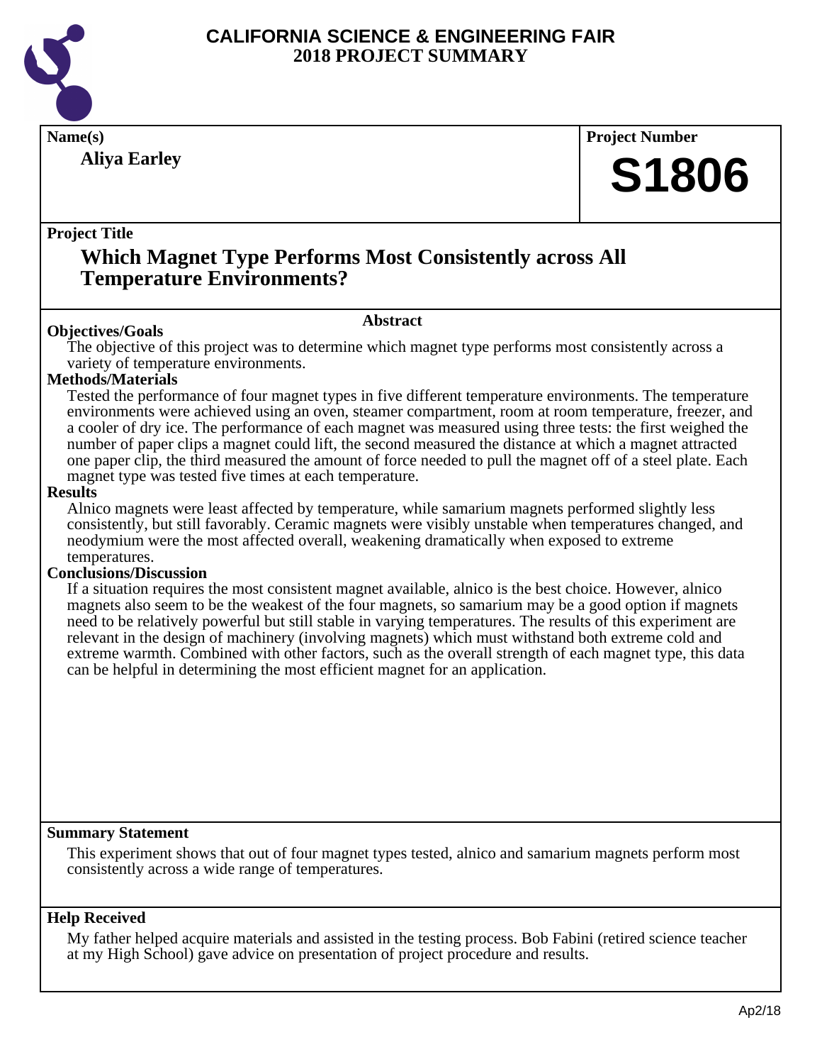# CALIFORNIA SCIENCE & ENGINEERING FAIR
## 2018 PROJECT SUMMARY

**Name(s)**

**Aliya Earley**

**Project Number**

**S1806**

**Project Title**

## Which Magnet Type Performs Most Consistently across All Temperature Environments?

### Abstract

**Objectives/Goals**

The objective of this project was to determine which magnet type performs most consistently across a variety of temperature environments.

**Methods/Materials**

Tested the performance of four magnet types in five different temperature environments. The temperature environments were achieved using an oven, steamer compartment, room at room temperature, freezer, and a cooler of dry ice. The performance of each magnet was measured using three tests: the first weighed the number of paper clips a magnet could lift, the second measured the distance at which a magnet attracted one paper clip, the third measured the amount of force needed to pull the magnet off of a steel plate. Each magnet type was tested five times at each temperature.

**Results**

Alnico magnets were least affected by temperature, while samarium magnets performed slightly less consistently, but still favorably. Ceramic magnets were visibly unstable when temperatures changed, and neodymium were the most affected overall, weakening dramatically when exposed to extreme temperatures.

**Conclusions/Discussion**

If a situation requires the most consistent magnet available, alnico is the best choice. However, alnico magnets also seem to be the weakest of the four magnets, so samarium may be a good option if magnets need to be relatively powerful but still stable in varying temperatures. The results of this experiment are relevant in the design of machinery (involving magnets) which must withstand both extreme cold and extreme warmth. Combined with other factors, such as the overall strength of each magnet type, this data can be helpful in determining the most efficient magnet for an application.

**Summary Statement**

This experiment shows that out of four magnet types tested, alnico and samarium magnets perform most consistently across a wide range of temperatures.

**Help Received**

My father helped acquire materials and assisted in the testing process. Bob Fabini (retired science teacher at my High School) gave advice on presentation of project procedure and results.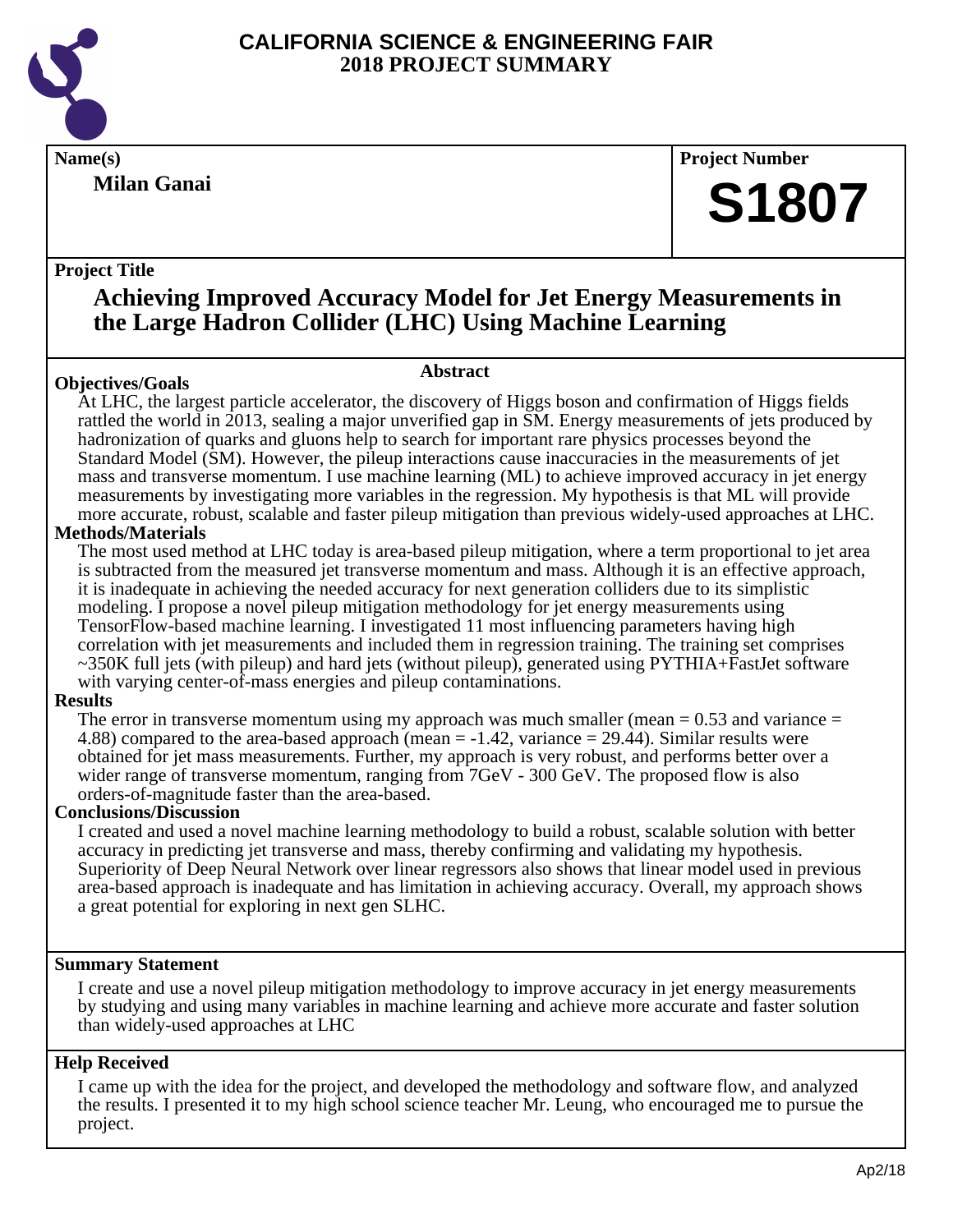# CALIFORNIA SCIENCE & ENGINEERING FAIR
# 2018 PROJECT SUMMARY

**Name(s)**

**Milan Ganai**

**Project Number**

**S1807**

**Project Title**

## Achieving Improved Accuracy Model for Jet Energy Measurements in the Large Hadron Collider (LHC) Using Machine Learning

**Abstract**

### Objectives/Goals

At LHC, the largest particle accelerator, the discovery of Higgs boson and confirmation of Higgs fields rattled the world in 2013, sealing a major unverified gap in SM. Energy measurements of jets produced by hadronization of quarks and gluons help to search for important rare physics processes beyond the Standard Model (SM). However, the pileup interactions cause inaccuracies in the measurements of jet mass and transverse momentum. I use machine learning (ML) to achieve improved accuracy in jet energy measurements by investigating more variables in the regression. My hypothesis is that ML will provide more accurate, robust, scalable and faster pileup mitigation than previous widely-used approaches at LHC.

### Methods/Materials

The most used method at LHC today is area-based pileup mitigation, where a term proportional to jet area is subtracted from the measured jet transverse momentum and mass. Although it is an effective approach, it is inadequate in achieving the needed accuracy for next generation colliders due to its simplistic modeling. I propose a novel pileup mitigation methodology for jet energy measurements using TensorFlow-based machine learning. I investigated 11 most influencing parameters having high correlation with jet measurements and included them in regression training. The training set comprises ~350K full jets (with pileup) and hard jets (without pileup), generated using PYTHIA+FastJet software with varying center-of-mass energies and pileup contaminations.

### Results

The error in transverse momentum using my approach was much smaller (mean = 0.53 and variance = 4.88) compared to the area-based approach (mean = -1.42, variance = 29.44). Similar results were obtained for jet mass measurements. Further, my approach is very robust, and performs better over a wider range of transverse momentum, ranging from 7GeV - 300 GeV. The proposed flow is also orders-of-magnitude faster than the area-based.

### Conclusions/Discussion

I created and used a novel machine learning methodology to build a robust, scalable solution with better accuracy in predicting jet transverse and mass, thereby confirming and validating my hypothesis. Superiority of Deep Neural Network over linear regressors also shows that linear model used in previous area-based approach is inadequate and has limitation in achieving accuracy. Overall, my approach shows a great potential for exploring in next gen SLHC.

**Summary Statement**

I create and use a novel pileup mitigation methodology to improve accuracy in jet energy measurements by studying and using many variables in machine learning and achieve more accurate and faster solution than widely-used approaches at LHC

**Help Received**

I came up with the idea for the project, and developed the methodology and software flow, and analyzed the results. I presented it to my high school science teacher Mr. Leung, who encouraged me to pursue the project.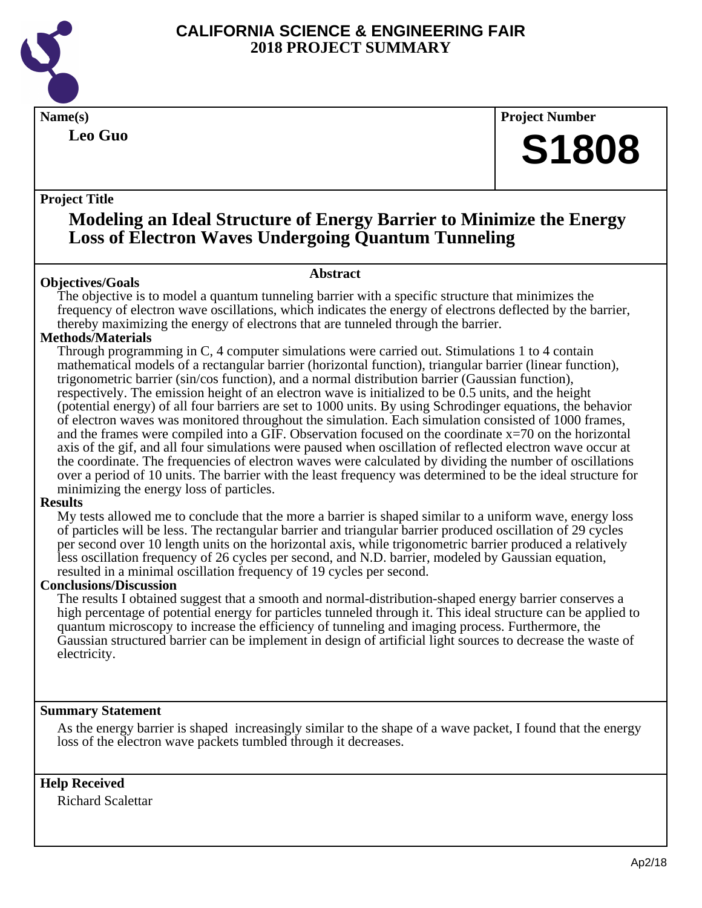# CALIFORNIA SCIENCE & ENGINEERING FAIR
## 2018 PROJECT SUMMARY

**Name(s)**

**Leo Guo**

**Project Number**

# S1808

**Project Title**

## Modeling an Ideal Structure of Energy Barrier to Minimize the Energy Loss of Electron Waves Undergoing Quantum Tunneling

### Abstract

**Objectives/Goals**

The objective is to model a quantum tunneling barrier with a specific structure that minimizes the frequency of electron wave oscillations, which indicates the energy of electrons deflected by the barrier, thereby maximizing the energy of electrons that are tunneled through the barrier.

**Methods/Materials**

Through programming in C, 4 computer simulations were carried out. Stimulations 1 to 4 contain mathematical models of a rectangular barrier (horizontal function), triangular barrier (linear function), trigonometric barrier (sin/cos function), and a normal distribution barrier (Gaussian function), respectively. The emission height of an electron wave is initialized to be 0.5 units, and the height (potential energy) of all four barriers are set to 1000 units. By using Schrodinger equations, the behavior of electron waves was monitored throughout the simulation. Each simulation consisted of 1000 frames, and the frames were compiled into a GIF. Observation focused on the coordinate x=70 on the horizontal axis of the gif, and all four simulations were paused when oscillation of reflected electron wave occur at the coordinate. The frequencies of electron waves were calculated by dividing the number of oscillations over a period of 10 units. The barrier with the least frequency was determined to be the ideal structure for minimizing the energy loss of particles.

**Results**

My tests allowed me to conclude that the more a barrier is shaped similar to a uniform wave, energy loss of particles will be less. The rectangular barrier and triangular barrier produced oscillation of 29 cycles per second over 10 length units on the horizontal axis, while trigonometric barrier produced a relatively less oscillation frequency of 26 cycles per second, and N.D. barrier, modeled by Gaussian equation, resulted in a minimal oscillation frequency of 19 cycles per second.

**Conclusions/Discussion**

The results I obtained suggest that a smooth and normal-distribution-shaped energy barrier conserves a high percentage of potential energy for particles tunneled through it. This ideal structure can be applied to quantum microscopy to increase the efficiency of tunneling and imaging process. Furthermore, the Gaussian structured barrier can be implement in design of artificial light sources to decrease the waste of electricity.

**Summary Statement**

As the energy barrier is shaped increasingly similar to the shape of a wave packet, I found that the energy loss of the electron wave packets tumbled through it decreases.

**Help Received**

Richard Scalettar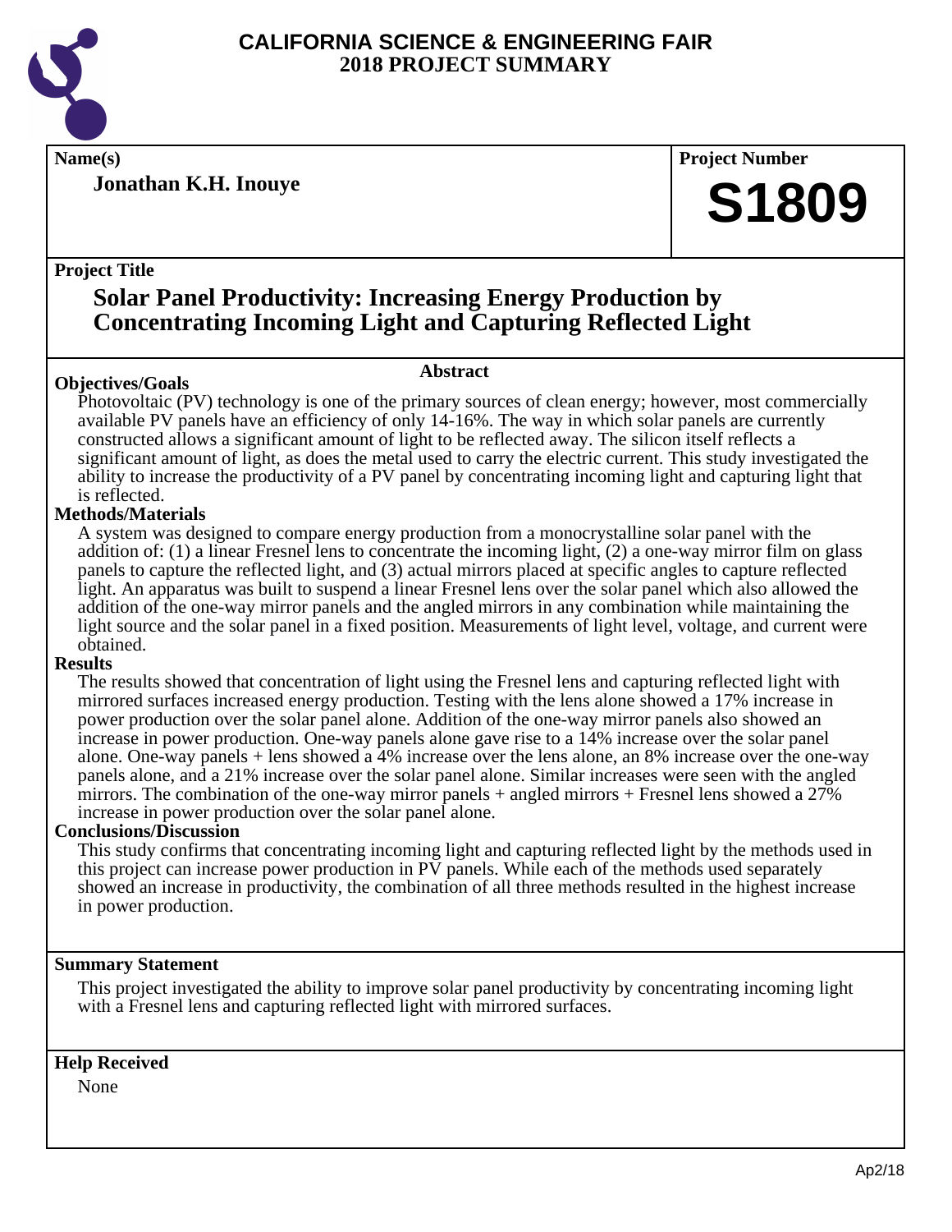# CALIFORNIA SCIENCE & ENGINEERING FAIR
## 2018 PROJECT SUMMARY

**Name(s)**

**Jonathan K.H. Inouye**

**Project Number**

**S1809**

**Project Title**

## Solar Panel Productivity: Increasing Energy Production by Concentrating Incoming Light and Capturing Reflected Light

### Abstract

**Objectives/Goals**

Photovoltaic (PV) technology is one of the primary sources of clean energy; however, most commercially available PV panels have an efficiency of only 14-16%. The way in which solar panels are currently constructed allows a significant amount of light to be reflected away. The silicon itself reflects a significant amount of light, as does the metal used to carry the electric current. This study investigated the ability to increase the productivity of a PV panel by concentrating incoming light and capturing light that is reflected.

**Methods/Materials**

A system was designed to compare energy production from a monocrystalline solar panel with the addition of: (1) a linear Fresnel lens to concentrate the incoming light, (2) a one-way mirror film on glass panels to capture the reflected light, and (3) actual mirrors placed at specific angles to capture reflected light. An apparatus was built to suspend a linear Fresnel lens over the solar panel which also allowed the addition of the one-way mirror panels and the angled mirrors in any combination while maintaining the light source and the solar panel in a fixed position. Measurements of light level, voltage, and current were obtained.

**Results**

The results showed that concentration of light using the Fresnel lens and capturing reflected light with mirrored surfaces increased energy production. Testing with the lens alone showed a 17% increase in power production over the solar panel alone. Addition of the one-way mirror panels also showed an increase in power production. One-way panels alone gave rise to a 14% increase over the solar panel alone. One-way panels + lens showed a 4% increase over the lens alone, an 8% increase over the one-way panels alone, and a 21% increase over the solar panel alone. Similar increases were seen with the angled mirrors. The combination of the one-way mirror panels + angled mirrors + Fresnel lens showed a 27% increase in power production over the solar panel alone.

**Conclusions/Discussion**

This study confirms that concentrating incoming light and capturing reflected light by the methods used in this project can increase power production in PV panels. While each of the methods used separately showed an increase in productivity, the combination of all three methods resulted in the highest increase in power production.

**Summary Statement**

This project investigated the ability to improve solar panel productivity by concentrating incoming light with a Fresnel lens and capturing reflected light with mirrored surfaces.

**Help Received**

None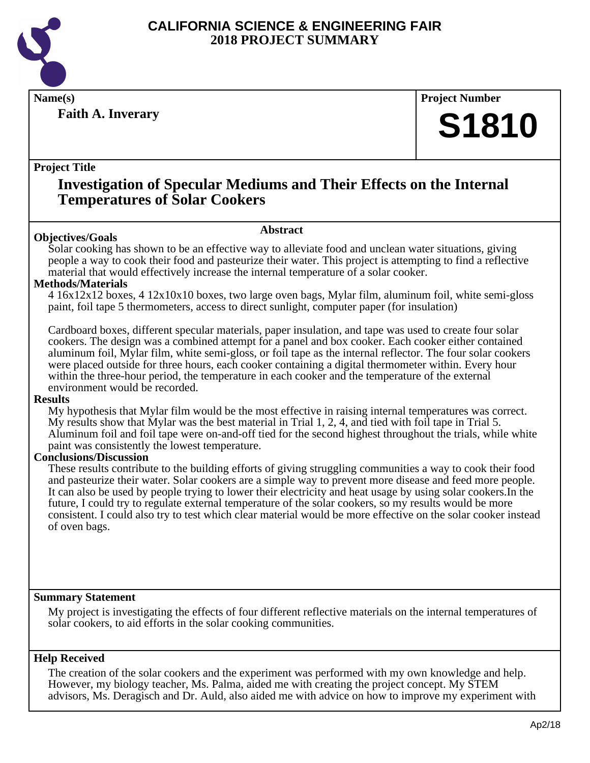# CALIFORNIA SCIENCE & ENGINEERING FAIR
## 2018 PROJECT SUMMARY

**Name(s)**

**Faith A. Inverary**

**Project Number**

**S1810**

**Project Title**

## Investigation of Specular Mediums and Their Effects on the Internal Temperatures of Solar Cookers

### Abstract

**Objectives/Goals**

Solar cooking has shown to be an effective way to alleviate food and unclean water situations, giving people a way to cook their food and pasteurize their water. This project is attempting to find a reflective material that would effectively increase the internal temperature of a solar cooker.

**Methods/Materials**

4 16x12x12 boxes, 4 12x10x10 boxes, two large oven bags, Mylar film, aluminum foil, white semi-gloss paint, foil tape 5 thermometers, access to direct sunlight, computer paper (for insulation)

Cardboard boxes, different specular materials, paper insulation, and tape was used to create four solar cookers. The design was a combined attempt for a panel and box cooker. Each cooker either contained aluminum foil, Mylar film, white semi-gloss, or foil tape as the internal reflector. The four solar cookers were placed outside for three hours, each cooker containing a digital thermometer within. Every hour within the three-hour period, the temperature in each cooker and the temperature of the external environment would be recorded.

**Results**

My hypothesis that Mylar film would be the most effective in raising internal temperatures was correct. My results show that Mylar was the best material in Trial 1, 2, 4, and tied with foil tape in Trial 5. Aluminum foil and foil tape were on-and-off tied for the second highest throughout the trials, while white paint was consistently the lowest temperature.

**Conclusions/Discussion**

These results contribute to the building efforts of giving struggling communities a way to cook their food and pasteurize their water. Solar cookers are a simple way to prevent more disease and feed more people. It can also be used by people trying to lower their electricity and heat usage by using solar cookers.In the future, I could try to regulate external temperature of the solar cookers, so my results would be more consistent. I could also try to test which clear material would be more effective on the solar cooker instead of oven bags.

**Summary Statement**

My project is investigating the effects of four different reflective materials on the internal temperatures of solar cookers, to aid efforts in the solar cooking communities.

**Help Received**

The creation of the solar cookers and the experiment was performed with my own knowledge and help. However, my biology teacher, Ms. Palma, aided me with creating the project concept. My STEM advisors, Ms. Deragisch and Dr. Auld, also aided me with advice on how to improve my experiment with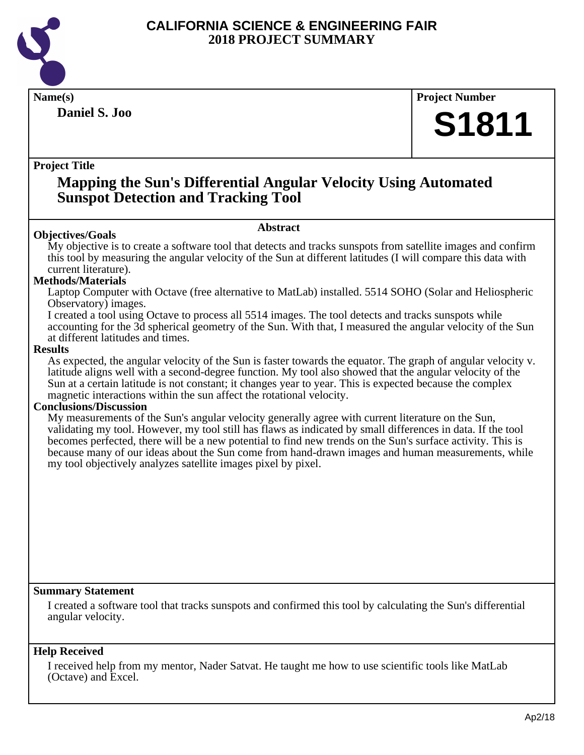# CALIFORNIA SCIENCE & ENGINEERING FAIR
## 2018 PROJECT SUMMARY

**Name(s)**

**Daniel S. Joo**

**Project Number**

# S1811

**Project Title**

## Mapping the Sun's Differential Angular Velocity Using Automated Sunspot Detection and Tracking Tool

**Abstract**

**Objectives/Goals**

My objective is to create a software tool that detects and tracks sunspots from satellite images and confirm this tool by measuring the angular velocity of the Sun at different latitudes (I will compare this data with current literature).

**Methods/Materials**

Laptop Computer with Octave (free alternative to MatLab) installed. 5514 SOHO (Solar and Heliospheric Observatory) images.

I created a tool using Octave to process all 5514 images. The tool detects and tracks sunspots while accounting for the 3d spherical geometry of the Sun. With that, I measured the angular velocity of the Sun at different latitudes and times.

**Results**

As expected, the angular velocity of the Sun is faster towards the equator. The graph of angular velocity v. latitude aligns well with a second-degree function. My tool also showed that the angular velocity of the Sun at a certain latitude is not constant; it changes year to year. This is expected because the complex magnetic interactions within the sun affect the rotational velocity.

**Conclusions/Discussion**

My measurements of the Sun's angular velocity generally agree with current literature on the Sun, validating my tool. However, my tool still has flaws as indicated by small differences in data. If the tool becomes perfected, there will be a new potential to find new trends on the Sun's surface activity. This is because many of our ideas about the Sun come from hand-drawn images and human measurements, while my tool objectively analyzes satellite images pixel by pixel.

**Summary Statement**

I created a software tool that tracks sunspots and confirmed this tool by calculating the Sun's differential angular velocity.

**Help Received**

I received help from my mentor, Nader Satvat. He taught me how to use scientific tools like MatLab (Octave) and Excel.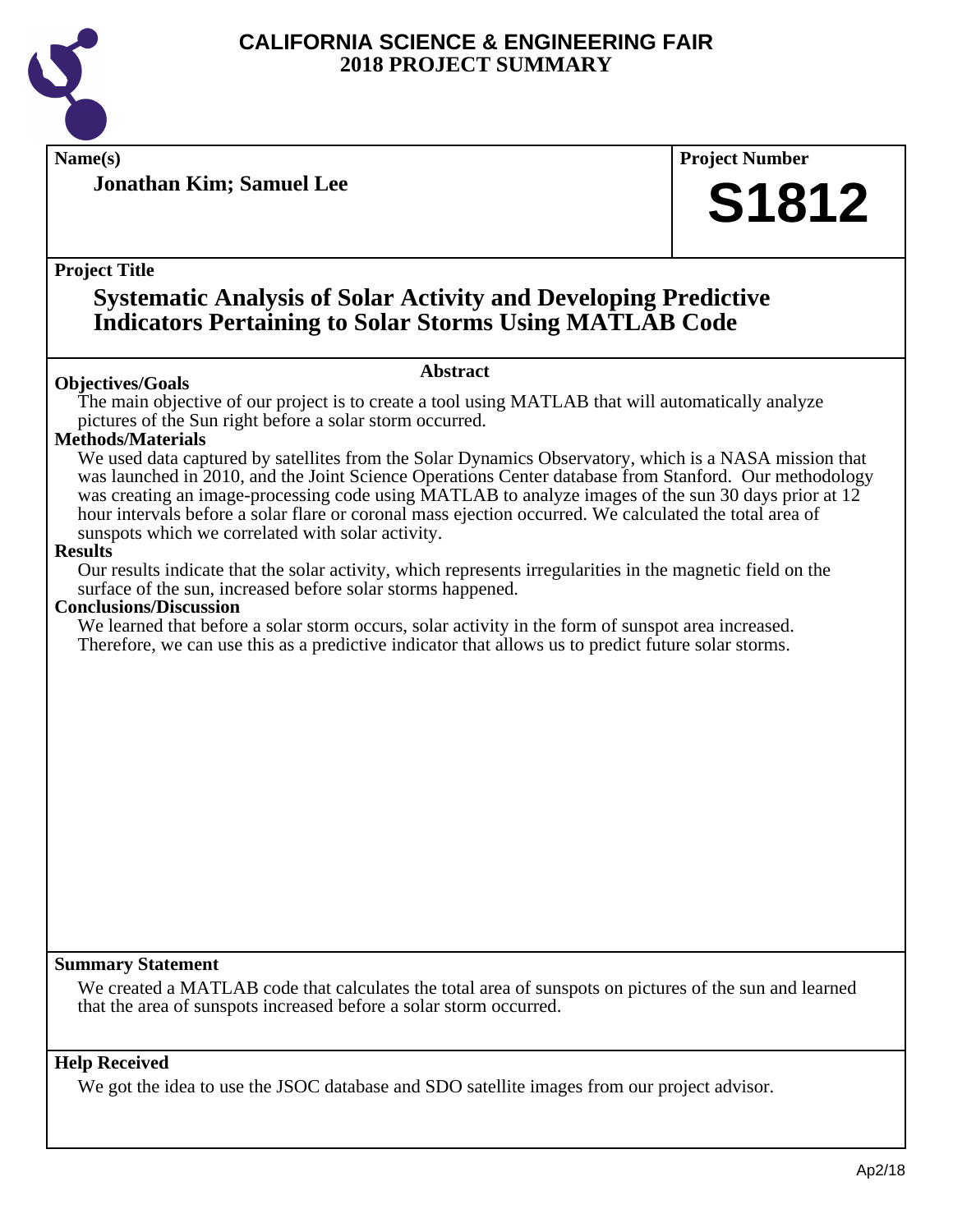# CALIFORNIA SCIENCE & ENGINEERING FAIR
# 2018 PROJECT SUMMARY

**Name(s)**

**Jonathan Kim; Samuel Lee**

**Project Number**

**S1812**

**Project Title**

## Systematic Analysis of Solar Activity and Developing Predictive Indicators Pertaining to Solar Storms Using MATLAB Code

**Abstract**

**Objectives/Goals**

The main objective of our project is to create a tool using MATLAB that will automatically analyze pictures of the Sun right before a solar storm occurred.

**Methods/Materials**

We used data captured by satellites from the Solar Dynamics Observatory, which is a NASA mission that was launched in 2010, and the Joint Science Operations Center database from Stanford. Our methodology was creating an image-processing code using MATLAB to analyze images of the sun 30 days prior at 12 hour intervals before a solar flare or coronal mass ejection occurred. We calculated the total area of sunspots which we correlated with solar activity.

**Results**

Our results indicate that the solar activity, which represents irregularities in the magnetic field on the surface of the sun, increased before solar storms happened.

**Conclusions/Discussion**

We learned that before a solar storm occurs, solar activity in the form of sunspot area increased. Therefore, we can use this as a predictive indicator that allows us to predict future solar storms.

**Summary Statement**

We created a MATLAB code that calculates the total area of sunspots on pictures of the sun and learned that the area of sunspots increased before a solar storm occurred.

**Help Received**

We got the idea to use the JSOC database and SDO satellite images from our project advisor.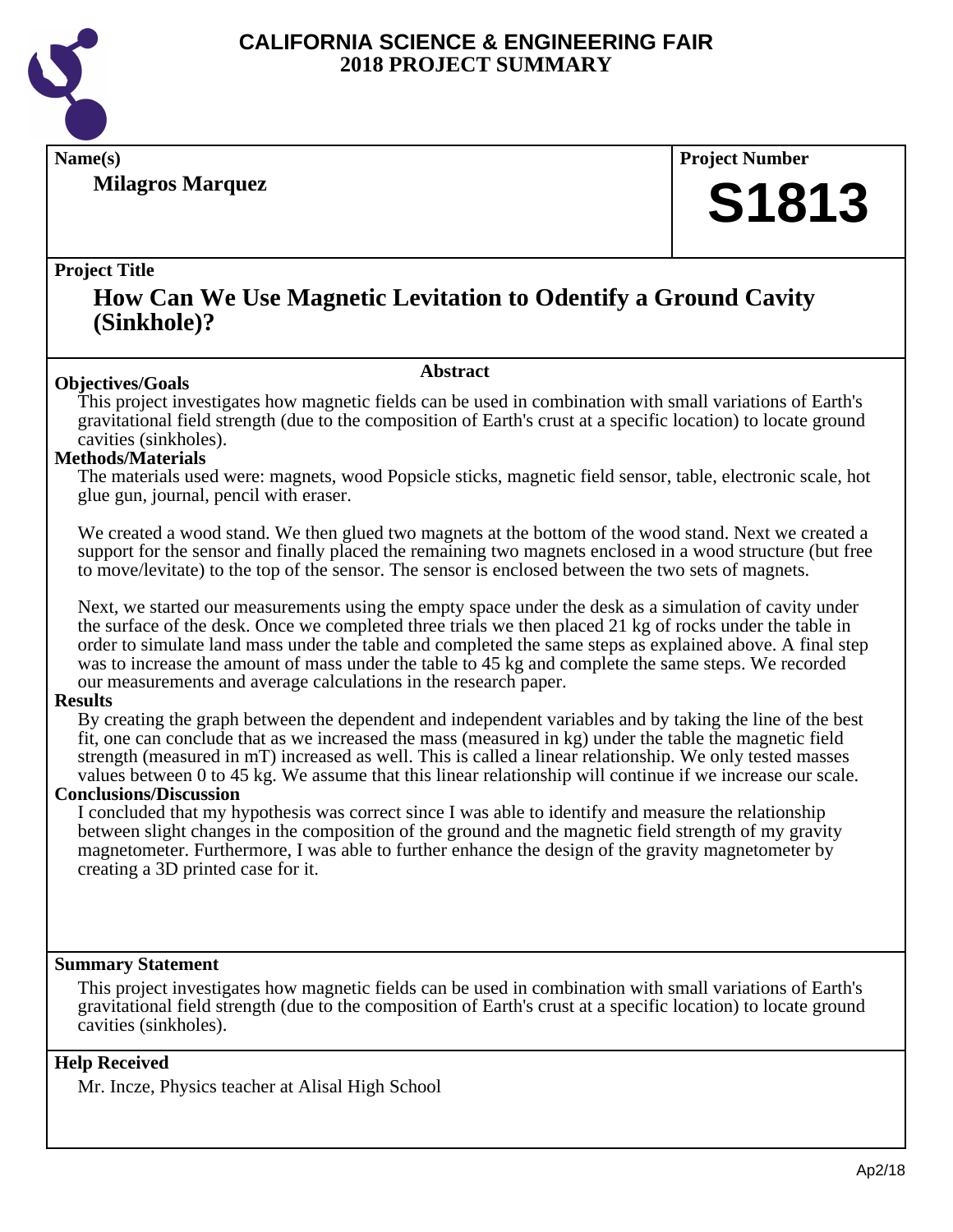# CALIFORNIA SCIENCE & ENGINEERING FAIR
## 2018 PROJECT SUMMARY

**Name(s)**

**Milagros Marquez**

**Project Number**

**S1813**

**Project Title**

## How Can We Use Magnetic Levitation to Odentify a Ground Cavity (Sinkhole)?

**Abstract**

**Objectives/Goals**

This project investigates how magnetic fields can be used in combination with small variations of Earth's gravitational field strength (due to the composition of Earth's crust at a specific location) to locate ground cavities (sinkholes).

**Methods/Materials**

The materials used were: magnets, wood Popsicle sticks, magnetic field sensor, table, electronic scale, hot glue gun, journal, pencil with eraser.

We created a wood stand. We then glued two magnets at the bottom of the wood stand. Next we created a support for the sensor and finally placed the remaining two magnets enclosed in a wood structure (but free to move/levitate) to the top of the sensor. The sensor is enclosed between the two sets of magnets.

Next, we started our measurements using the empty space under the desk as a simulation of cavity under the surface of the desk. Once we completed three trials we then placed 21 kg of rocks under the table in order to simulate land mass under the table and completed the same steps as explained above. A final step was to increase the amount of mass under the table to 45 kg and complete the same steps. We recorded our measurements and average calculations in the research paper.

**Results**

By creating the graph between the dependent and independent variables and by taking the line of the best fit, one can conclude that as we increased the mass (measured in kg) under the table the magnetic field strength (measured in mT) increased as well. This is called a linear relationship. We only tested masses values between 0 to 45 kg. We assume that this linear relationship will continue if we increase our scale.

**Conclusions/Discussion**

I concluded that my hypothesis was correct since I was able to identify and measure the relationship between slight changes in the composition of the ground and the magnetic field strength of my gravity magnetometer. Furthermore, I was able to further enhance the design of the gravity magnetometer by creating a 3D printed case for it.

**Summary Statement**

This project investigates how magnetic fields can be used in combination with small variations of Earth's gravitational field strength (due to the composition of Earth's crust at a specific location) to locate ground cavities (sinkholes).

**Help Received**

Mr. Incze, Physics teacher at Alisal High School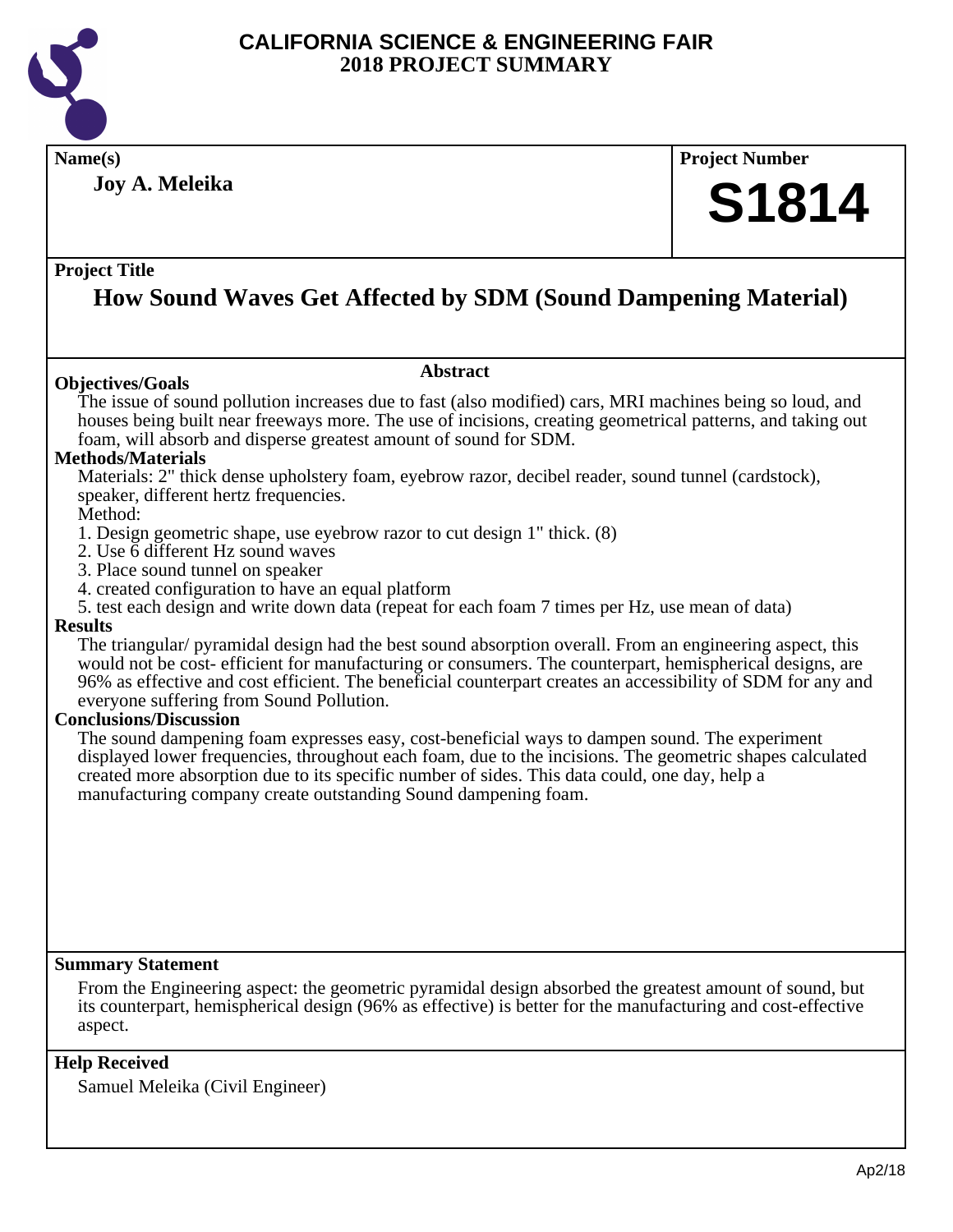# CALIFORNIA SCIENCE & ENGINEERING FAIR
## 2018 PROJECT SUMMARY

**Name(s)**

**Joy A. Meleika**

**Project Number**

**S1814**

**Project Title**

## How Sound Waves Get Affected by SDM (Sound Dampening Material)

### Abstract

**Objectives/Goals**

The issue of sound pollution increases due to fast (also modified) cars, MRI machines being so loud, and houses being built near freeways more. The use of incisions, creating geometrical patterns, and taking out foam, will absorb and disperse greatest amount of sound for SDM.

**Methods/Materials**

Materials: 2" thick dense upholstery foam, eyebrow razor, decibel reader, sound tunnel (cardstock), speaker, different hertz frequencies.

Method:

1. Design geometric shape, use eyebrow razor to cut design 1" thick. (8)
2. Use 6 different Hz sound waves
3. Place sound tunnel on speaker
4. created configuration to have an equal platform
5. test each design and write down data (repeat for each foam 7 times per Hz, use mean of data)

**Results**

The triangular/ pyramidal design had the best sound absorption overall. From an engineering aspect, this would not be cost- efficient for manufacturing or consumers. The counterpart, hemispherical designs, are 96% as effective and cost efficient. The beneficial counterpart creates an accessibility of SDM for any and everyone suffering from Sound Pollution.

**Conclusions/Discussion**

The sound dampening foam expresses easy, cost-beneficial ways to dampen sound. The experiment displayed lower frequencies, throughout each foam, due to the incisions. The geometric shapes calculated created more absorption due to its specific number of sides. This data could, one day, help a manufacturing company create outstanding Sound dampening foam.

**Summary Statement**

From the Engineering aspect: the geometric pyramidal design absorbed the greatest amount of sound, but its counterpart, hemispherical design (96% as effective) is better for the manufacturing and cost-effective aspect.

**Help Received**

Samuel Meleika (Civil Engineer)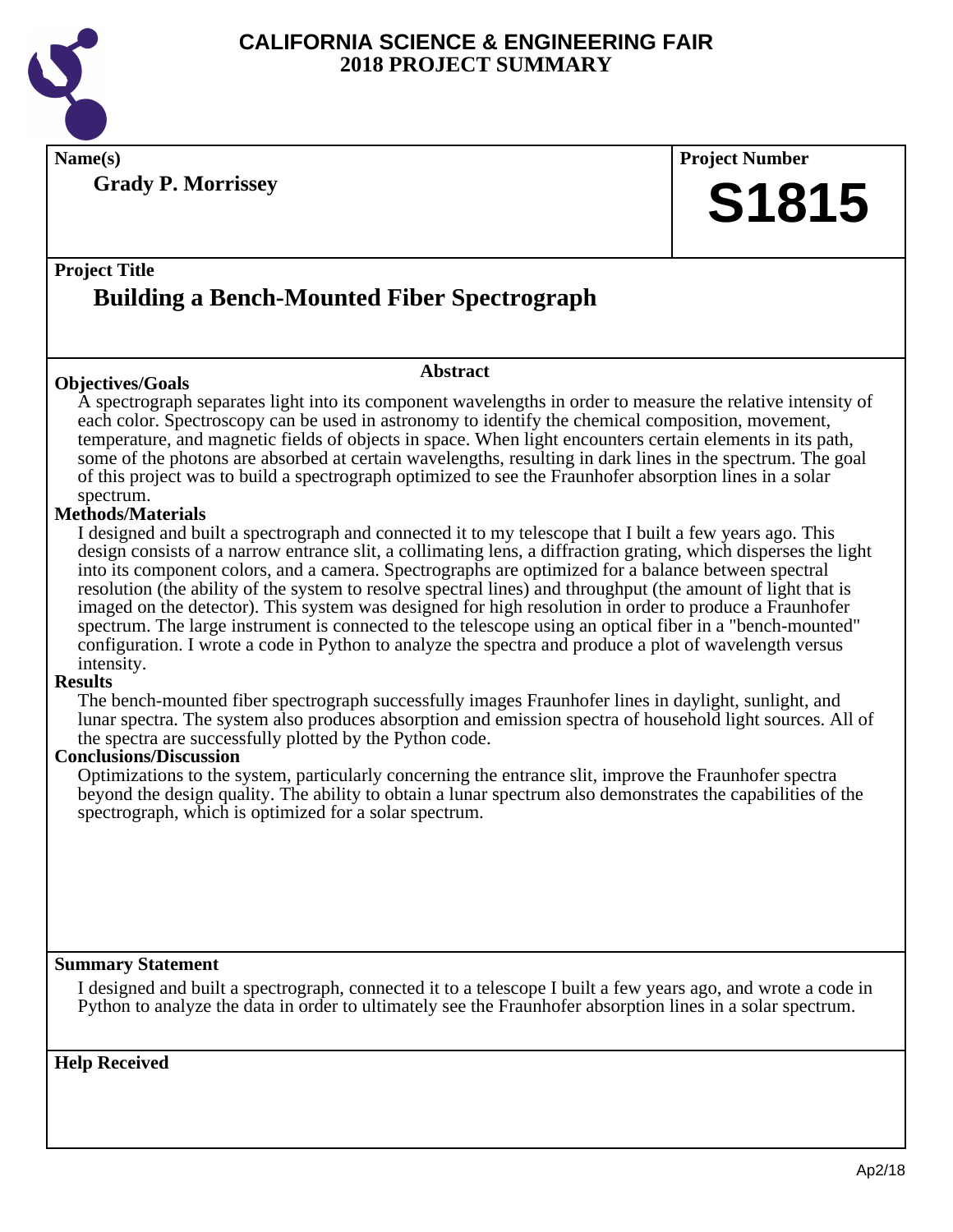# CALIFORNIA SCIENCE & ENGINEERING FAIR
## 2018 PROJECT SUMMARY

**Name(s)**

**Grady P. Morrissey**

**Project Number**

**S1815**

**Project Title**

## Building a Bench-Mounted Fiber Spectrograph

### Abstract

**Objectives/Goals**

A spectrograph separates light into its component wavelengths in order to measure the relative intensity of each color. Spectroscopy can be used in astronomy to identify the chemical composition, movement, temperature, and magnetic fields of objects in space. When light encounters certain elements in its path, some of the photons are absorbed at certain wavelengths, resulting in dark lines in the spectrum. The goal of this project was to build a spectrograph optimized to see the Fraunhofer absorption lines in a solar spectrum.

**Methods/Materials**

I designed and built a spectrograph and connected it to my telescope that I built a few years ago. This design consists of a narrow entrance slit, a collimating lens, a diffraction grating, which disperses the light into its component colors, and a camera. Spectrographs are optimized for a balance between spectral resolution (the ability of the system to resolve spectral lines) and throughput (the amount of light that is imaged on the detector). This system was designed for high resolution in order to produce a Fraunhofer spectrum. The large instrument is connected to the telescope using an optical fiber in a "bench-mounted" configuration. I wrote a code in Python to analyze the spectra and produce a plot of wavelength versus intensity.

**Results**

The bench-mounted fiber spectrograph successfully images Fraunhofer lines in daylight, sunlight, and lunar spectra. The system also produces absorption and emission spectra of household light sources. All of the spectra are successfully plotted by the Python code.

**Conclusions/Discussion**

Optimizations to the system, particularly concerning the entrance slit, improve the Fraunhofer spectra beyond the design quality. The ability to obtain a lunar spectrum also demonstrates the capabilities of the spectrograph, which is optimized for a solar spectrum.

**Summary Statement**

I designed and built a spectrograph, connected it to a telescope I built a few years ago, and wrote a code in Python to analyze the data in order to ultimately see the Fraunhofer absorption lines in a solar spectrum.

**Help Received**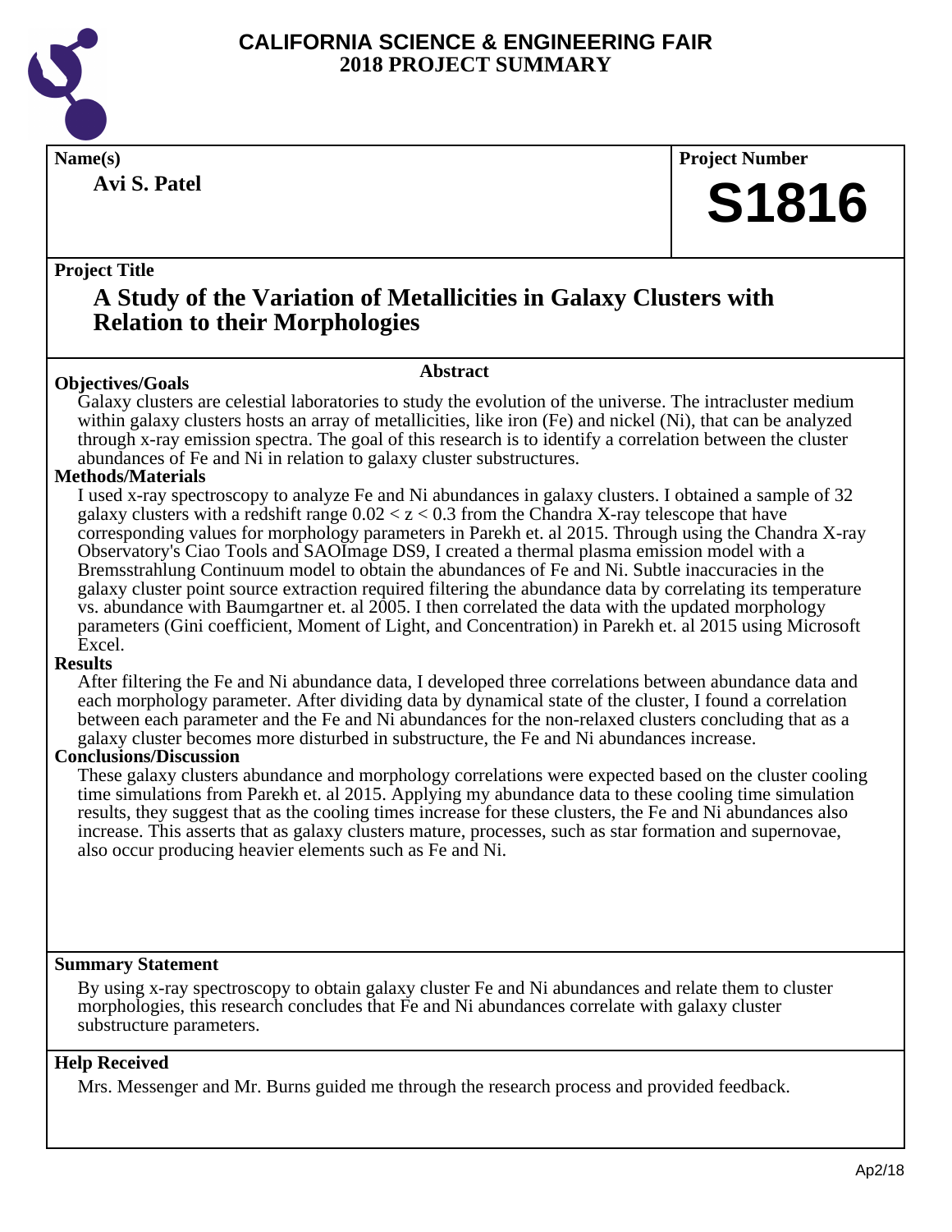# CALIFORNIA SCIENCE & ENGINEERING FAIR
## 2018 PROJECT SUMMARY

**Name(s)**

**Avi S. Patel**

**Project Number**

**S1816**

**Project Title**

## A Study of the Variation of Metallicities in Galaxy Clusters with Relation to their Morphologies

### Abstract

**Objectives/Goals**

Galaxy clusters are celestial laboratories to study the evolution of the universe. The intracluster medium within galaxy clusters hosts an array of metallicities, like iron (Fe) and nickel (Ni), that can be analyzed through x-ray emission spectra. The goal of this research is to identify a correlation between the cluster abundances of Fe and Ni in relation to galaxy cluster substructures.

**Methods/Materials**

I used x-ray spectroscopy to analyze Fe and Ni abundances in galaxy clusters. I obtained a sample of 32 galaxy clusters with a redshift range $0.02 < z < 0.3$ from the Chandra X-ray telescope that have corresponding values for morphology parameters in Parekh et. al 2015. Through using the Chandra X-ray Observatory's Ciao Tools and SAOImage DS9, I created a thermal plasma emission model with a Bremsstrahlung Continuum model to obtain the abundances of Fe and Ni. Subtle inaccuracies in the galaxy cluster point source extraction required filtering the abundance data by correlating its temperature vs. abundance with Baumgartner et. al 2005. I then correlated the data with the updated morphology parameters (Gini coefficient, Moment of Light, and Concentration) in Parekh et. al 2015 using Microsoft Excel.

**Results**

After filtering the Fe and Ni abundance data, I developed three correlations between abundance data and each morphology parameter. After dividing data by dynamical state of the cluster, I found a correlation between each parameter and the Fe and Ni abundances for the non-relaxed clusters concluding that as a galaxy cluster becomes more disturbed in substructure, the Fe and Ni abundances increase.

**Conclusions/Discussion**

These galaxy clusters abundance and morphology correlations were expected based on the cluster cooling time simulations from Parekh et. al 2015. Applying my abundance data to these cooling time simulation results, they suggest that as the cooling times increase for these clusters, the Fe and Ni abundances also increase. This asserts that as galaxy clusters mature, processes, such as star formation and supernovae, also occur producing heavier elements such as Fe and Ni.

**Summary Statement**

By using x-ray spectroscopy to obtain galaxy cluster Fe and Ni abundances and relate them to cluster morphologies, this research concludes that Fe and Ni abundances correlate with galaxy cluster substructure parameters.

**Help Received**

Mrs. Messenger and Mr. Burns guided me through the research process and provided feedback.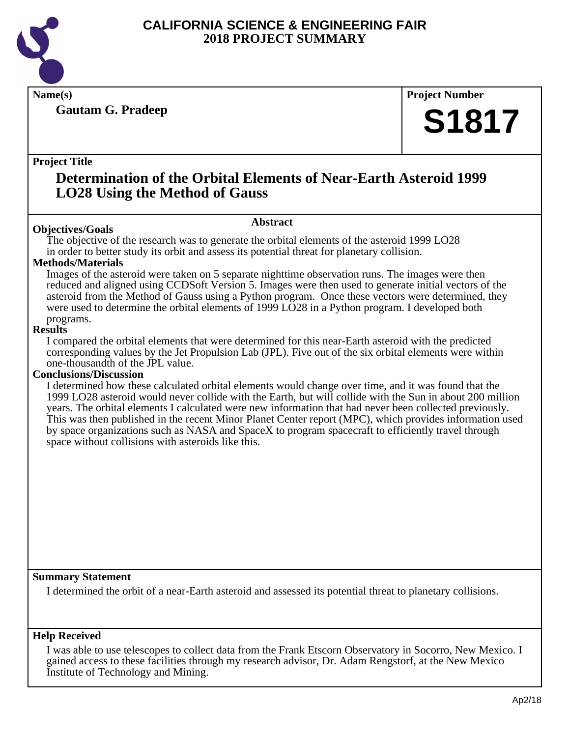# CALIFORNIA SCIENCE & ENGINEERING FAIR
# 2018 PROJECT SUMMARY

**Name(s)**

**Gautam G. Pradeep**

**Project Number**

**S1817**

**Project Title**

## Determination of the Orbital Elements of Near-Earth Asteroid 1999 LO28 Using the Method of Gauss

### Abstract

**Objectives/Goals**

The objective of the research was to generate the orbital elements of the asteroid 1999 LO28 in order to better study its orbit and assess its potential threat for planetary collision.

**Methods/Materials**

Images of the asteroid were taken on 5 separate nighttime observation runs. The images were then reduced and aligned using CCDSoft Version 5. Images were then used to generate initial vectors of the asteroid from the Method of Gauss using a Python program. Once these vectors were determined, they were used to determine the orbital elements of 1999 LO28 in a Python program. I developed both programs.

**Results**

I compared the orbital elements that were determined for this near-Earth asteroid with the predicted corresponding values by the Jet Propulsion Lab (JPL). Five out of the six orbital elements were within one-thousandth of the JPL value.

**Conclusions/Discussion**

I determined how these calculated orbital elements would change over time, and it was found that the 1999 LO28 asteroid would never collide with the Earth, but will collide with the Sun in about 200 million years. The orbital elements I calculated were new information that had never been collected previously. This was then published in the recent Minor Planet Center report (MPC), which provides information used by space organizations such as NASA and SpaceX to program spacecraft to efficiently travel through space without collisions with asteroids like this.

**Summary Statement**

I determined the orbit of a near-Earth asteroid and assessed its potential threat to planetary collisions.

**Help Received**

I was able to use telescopes to collect data from the Frank Etscorn Observatory in Socorro, New Mexico. I gained access to these facilities through my research advisor, Dr. Adam Rengstorf, at the New Mexico Institute of Technology and Mining.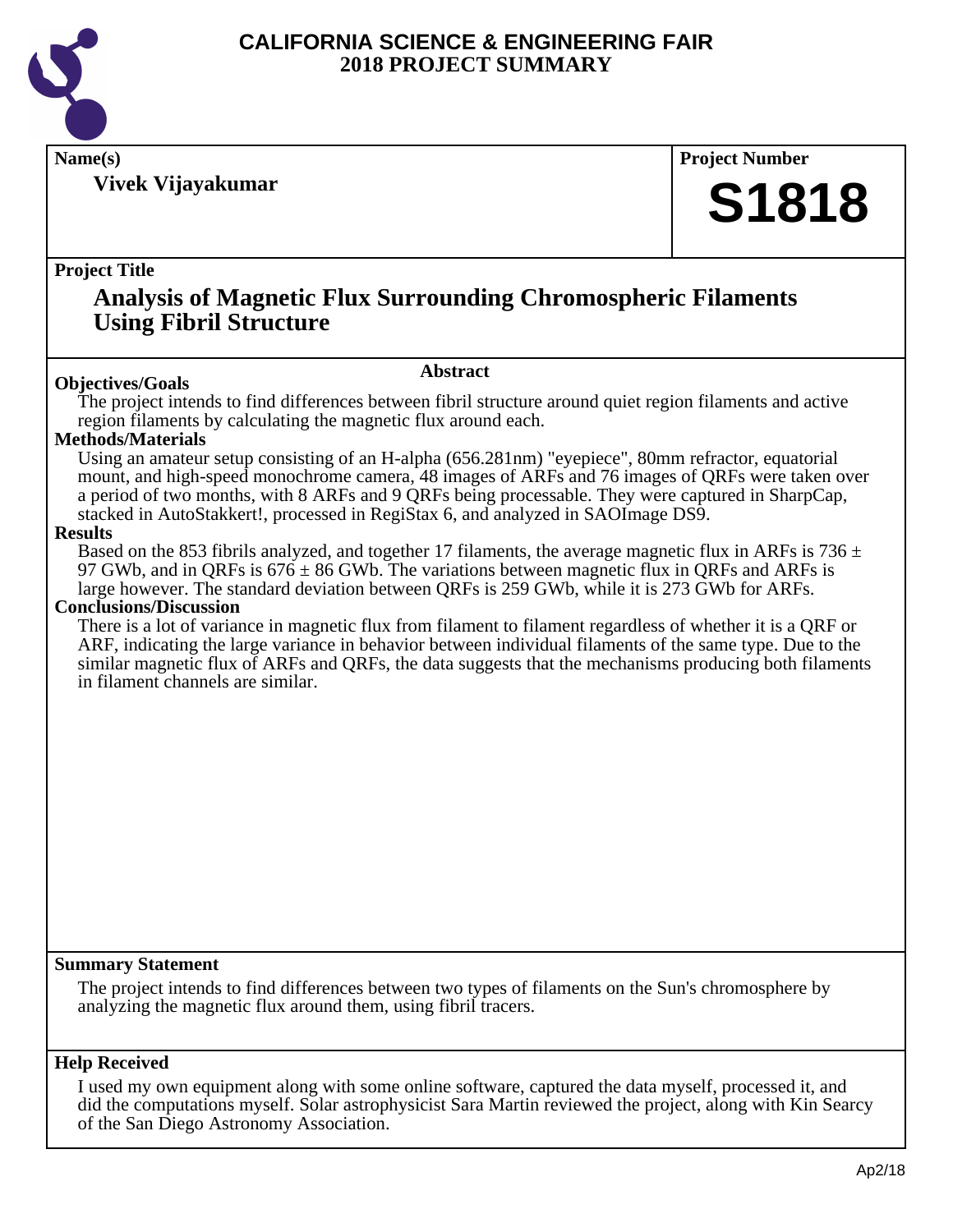# CALIFORNIA SCIENCE & ENGINEERING FAIR
## 2018 PROJECT SUMMARY

**Name(s)**

**Vivek Vijayakumar**

**Project Number**

**S1818**

**Project Title**

## Analysis of Magnetic Flux Surrounding Chromospheric Filaments Using Fibril Structure

**Abstract**

**Objectives/Goals**

The project intends to find differences between fibril structure around quiet region filaments and active region filaments by calculating the magnetic flux around each.

**Methods/Materials**

Using an amateur setup consisting of an H-alpha (656.281nm) "eyepiece", 80mm refractor, equatorial mount, and high-speed monochrome camera, 48 images of ARFs and 76 images of QRFs were taken over a period of two months, with 8 ARFs and 9 QRFs being processable. They were captured in SharpCap, stacked in AutoStakkert!, processed in RegiStax 6, and analyzed in SAOImage DS9.

**Results**

Based on the 853 fibrils analyzed, and together 17 filaments, the average magnetic flux in ARFs is 736 $\pm$ 97 GWb, and in QRFs is 676 $\pm$ 86 GWb. The variations between magnetic flux in QRFs and ARFs is large however. The standard deviation between QRFs is 259 GWb, while it is 273 GWb for ARFs.

**Conclusions/Discussion**

There is a lot of variance in magnetic flux from filament to filament regardless of whether it is a QRF or ARF, indicating the large variance in behavior between individual filaments of the same type. Due to the similar magnetic flux of ARFs and QRFs, the data suggests that the mechanisms producing both filaments in filament channels are similar.

**Summary Statement**

The project intends to find differences between two types of filaments on the Sun's chromosphere by analyzing the magnetic flux around them, using fibril tracers.

**Help Received**

I used my own equipment along with some online software, captured the data myself, processed it, and did the computations myself. Solar astrophysicist Sara Martin reviewed the project, along with Kin Searcy of the San Diego Astronomy Association.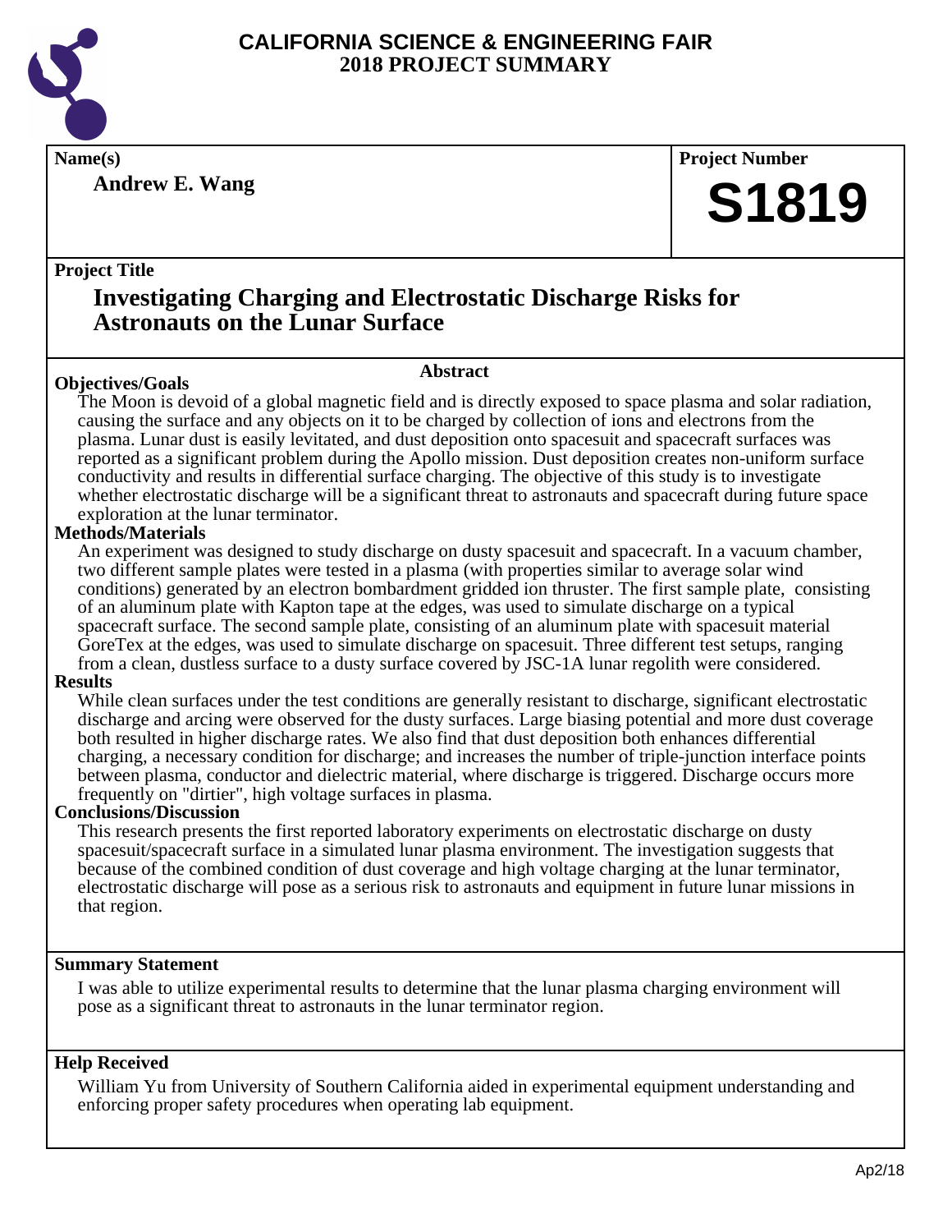# CALIFORNIA SCIENCE & ENGINEERING FAIR
## 2018 PROJECT SUMMARY

**Name(s)**

**Andrew E. Wang**

**Project Number**

**S1819**

**Project Title**

## Investigating Charging and Electrostatic Discharge Risks for Astronauts on the Lunar Surface

### Abstract

**Objectives/Goals**

The Moon is devoid of a global magnetic field and is directly exposed to space plasma and solar radiation, causing the surface and any objects on it to be charged by collection of ions and electrons from the plasma. Lunar dust is easily levitated, and dust deposition onto spacesuit and spacecraft surfaces was reported as a significant problem during the Apollo mission. Dust deposition creates non-uniform surface conductivity and results in differential surface charging. The objective of this study is to investigate whether electrostatic discharge will be a significant threat to astronauts and spacecraft during future space exploration at the lunar terminator.

**Methods/Materials**

An experiment was designed to study discharge on dusty spacesuit and spacecraft. In a vacuum chamber, two different sample plates were tested in a plasma (with properties similar to average solar wind conditions) generated by an electron bombardment gridded ion thruster. The first sample plate, consisting of an aluminum plate with Kapton tape at the edges, was used to simulate discharge on a typical spacecraft surface. The second sample plate, consisting of an aluminum plate with spacesuit material GoreTex at the edges, was used to simulate discharge on spacesuit. Three different test setups, ranging from a clean, dustless surface to a dusty surface covered by JSC-1A lunar regolith were considered.

**Results**

While clean surfaces under the test conditions are generally resistant to discharge, significant electrostatic discharge and arcing were observed for the dusty surfaces. Large biasing potential and more dust coverage both resulted in higher discharge rates. We also find that dust deposition both enhances differential charging, a necessary condition for discharge; and increases the number of triple-junction interface points between plasma, conductor and dielectric material, where discharge is triggered. Discharge occurs more frequently on "dirtier", high voltage surfaces in plasma.

**Conclusions/Discussion**

This research presents the first reported laboratory experiments on electrostatic discharge on dusty spacesuit/spacecraft surface in a simulated lunar plasma environment. The investigation suggests that because of the combined condition of dust coverage and high voltage charging at the lunar terminator, electrostatic discharge will pose as a serious risk to astronauts and equipment in future lunar missions in that region.

**Summary Statement**

I was able to utilize experimental results to determine that the lunar plasma charging environment will pose as a significant threat to astronauts in the lunar terminator region.

**Help Received**

William Yu from University of Southern California aided in experimental equipment understanding and enforcing proper safety procedures when operating lab equipment.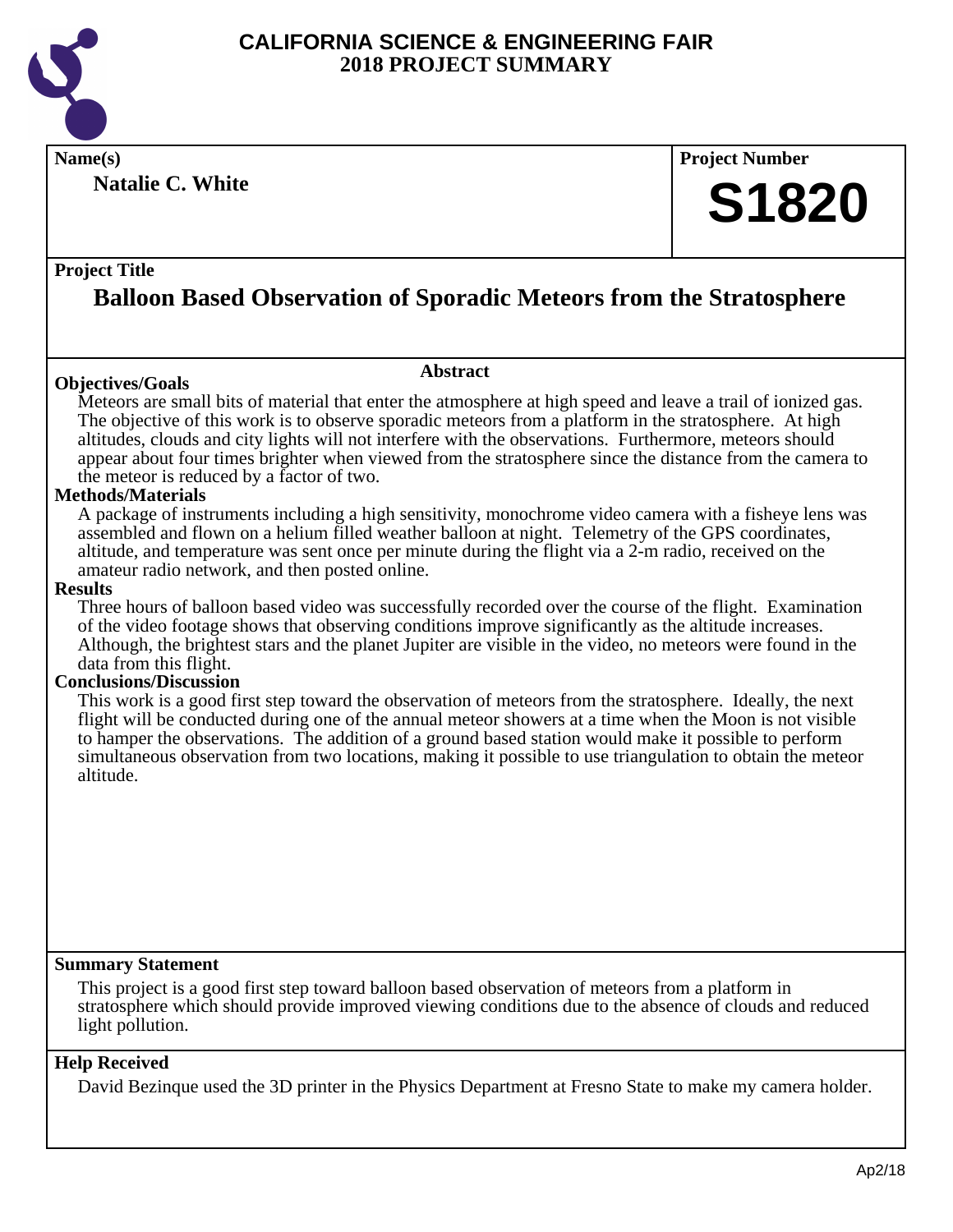# CALIFORNIA SCIENCE & ENGINEERING FAIR
## 2018 PROJECT SUMMARY

**Name(s)**

**Natalie C. White**

**Project Number**

**S1820**

**Project Title**

## Balloon Based Observation of Sporadic Meteors from the Stratosphere

### Abstract

**Objectives/Goals**

Meteors are small bits of material that enter the atmosphere at high speed and leave a trail of ionized gas. The objective of this work is to observe sporadic meteors from a platform in the stratosphere. At high altitudes, clouds and city lights will not interfere with the observations. Furthermore, meteors should appear about four times brighter when viewed from the stratosphere since the distance from the camera to the meteor is reduced by a factor of two.

**Methods/Materials**

A package of instruments including a high sensitivity, monochrome video camera with a fisheye lens was assembled and flown on a helium filled weather balloon at night. Telemetry of the GPS coordinates, altitude, and temperature was sent once per minute during the flight via a 2-m radio, received on the amateur radio network, and then posted online.

**Results**

Three hours of balloon based video was successfully recorded over the course of the flight. Examination of the video footage shows that observing conditions improve significantly as the altitude increases. Although, the brightest stars and the planet Jupiter are visible in the video, no meteors were found in the data from this flight.

**Conclusions/Discussion**

This work is a good first step toward the observation of meteors from the stratosphere. Ideally, the next flight will be conducted during one of the annual meteor showers at a time when the Moon is not visible to hamper the observations. The addition of a ground based station would make it possible to perform simultaneous observation from two locations, making it possible to use triangulation to obtain the meteor altitude.

**Summary Statement**

This project is a good first step toward balloon based observation of meteors from a platform in stratosphere which should provide improved viewing conditions due to the absence of clouds and reduced light pollution.

**Help Received**

David Bezinque used the 3D printer in the Physics Department at Fresno State to make my camera holder.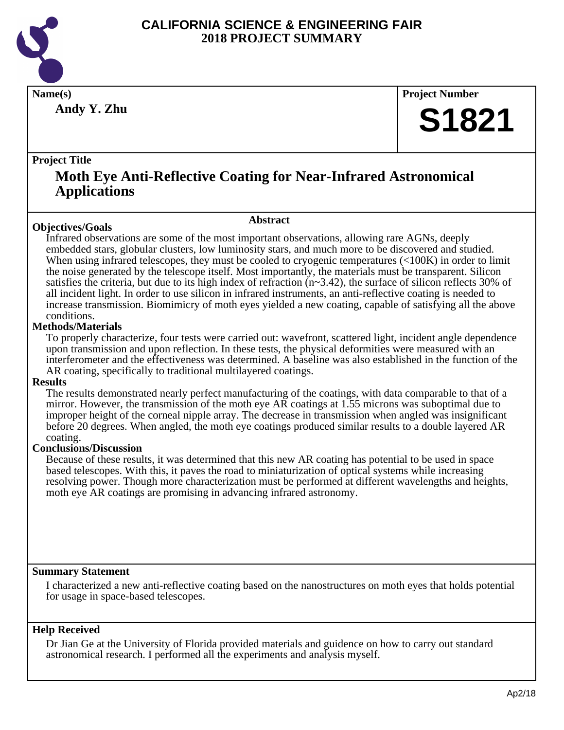# CALIFORNIA SCIENCE & ENGINEERING FAIR
## 2018 PROJECT SUMMARY

**Name(s)**

**Andy Y. Zhu**

**Project Number**

**S1821**

**Project Title**

## Moth Eye Anti-Reflective Coating for Near-Infrared Astronomical Applications

### Abstract

**Objectives/Goals**

Infrared observations are some of the most important observations, allowing rare AGNs, deeply embedded stars, globular clusters, low luminosity stars, and much more to be discovered and studied. When using infrared telescopes, they must be cooled to cryogenic temperatures (<100K) in order to limit the noise generated by the telescope itself. Most importantly, the materials must be transparent. Silicon satisfies the criteria, but due to its high index of refraction (n~3.42), the surface of silicon reflects 30% of all incident light. In order to use silicon in infrared instruments, an anti-reflective coating is needed to increase transmission. Biomimicry of moth eyes yielded a new coating, capable of satisfying all the above conditions.

**Methods/Materials**

To properly characterize, four tests were carried out: wavefront, scattered light, incident angle dependence upon transmission and upon reflection. In these tests, the physical deformities were measured with an interferometer and the effectiveness was determined. A baseline was also established in the function of the AR coating, specifically to traditional multilayered coatings.

**Results**

The results demonstrated nearly perfect manufacturing of the coatings, with data comparable to that of a mirror. However, the transmission of the moth eye AR coatings at 1.55 microns was suboptimal due to improper height of the corneal nipple array. The decrease in transmission when angled was insignificant before 20 degrees. When angled, the moth eye coatings produced similar results to a double layered AR coating.

**Conclusions/Discussion**

Because of these results, it was determined that this new AR coating has potential to be used in space based telescopes. With this, it paves the road to miniaturization of optical systems while increasing resolving power. Though more characterization must be performed at different wavelengths and heights, moth eye AR coatings are promising in advancing infrared astronomy.

**Summary Statement**

I characterized a new anti-reflective coating based on the nanostructures on moth eyes that holds potential for usage in space-based telescopes.

**Help Received**

Dr Jian Ge at the University of Florida provided materials and guidence on how to carry out standard astronomical research. I performed all the experiments and analysis myself.